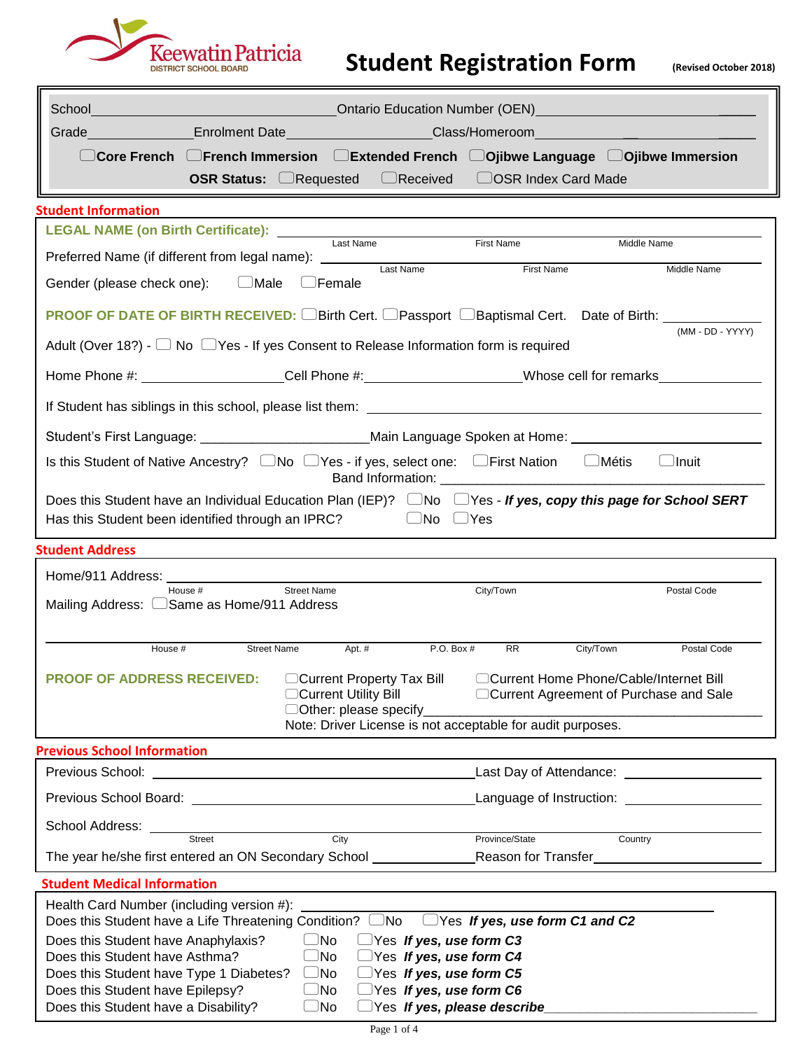Keewatin Patricia
DISTRICT SCHOOL BOARD

# Student Registration Form

**(Revised October 2018)**

School\_\_\_\_\_\_\_\_\_\_\_\_\_\_\_\_\_\_\_\_\_\_\_\_\_\_\_\_\_\_\_\_ Ontario Education Number (OEN)\_\_\_\_\_\_\_\_\_\_\_\_\_\_\_\_\_\_\_\_\_\_\_\_\_\_

Grade\_\_\_\_\_\_\_\_\_\_\_\_\_\_ Enrolment Date\_\_\_\_\_\_\_\_\_\_\_\_\_\_\_\_\_\_\_\_ Class/Homeroom\_\_\_\_\_\_\_\_\_\_\_\_\_\_\_\_\_\_\_\_\_\_\_\_\_\_

☐ **Core French** ☐ **French Immersion** ☐ **Extended French** ☐ **Ojibwe Language** ☐ **Ojibwe Immersion**

**OSR Status:** ☐ Requested ☐ Received ☐ OSR Index Card Made

## Student Information

**LEGAL NAME (on Birth Certificate):** \_\_\_\_\_\_\_\_\_\_\_\_\_\_\_\_\_\_\_\_\_\_\_\_\_\_\_\_\_\_\_\_\_\_\_\_\_\_\_\_\_\_\_\_\_\_
Last Name / First Name / Middle Name

Preferred Name (if different from legal name): \_\_\_\_\_\_\_\_\_\_\_\_\_\_\_\_\_\_\_\_\_\_\_\_\_\_\_\_\_\_\_\_\_\_\_\_\_\_\_\_
Last Name / First Name / Middle Name

Gender (please check one): ☐ Male ☐ Female

**PROOF OF DATE OF BIRTH RECEIVED:** ☐ Birth Cert. ☐ Passport ☐ Baptismal Cert. Date of Birth: \_\_\_\_\_\_\_\_\_\_\_\_\_\_ (MM - DD - YYYY)

Adult (Over 18?) - ☐ No ☐ Yes - If yes Consent to Release Information form is required

Home Phone #: \_\_\_\_\_\_\_\_\_\_\_\_\_\_\_\_\_\_\_\_ Cell Phone #: \_\_\_\_\_\_\_\_\_\_\_\_\_\_\_\_\_\_\_\_\_\_\_ Whose cell for remarks\_\_\_\_\_\_\_\_\_\_\_\_\_\_\_\_

If Student has siblings in this school, please list them: \_\_\_\_\_\_\_\_\_\_\_\_\_\_\_\_\_\_\_\_\_\_\_\_\_\_\_\_\_\_\_\_\_\_\_\_\_\_\_\_\_\_\_\_\_\_\_\_\_\_

Student's First Language: \_\_\_\_\_\_\_\_\_\_\_\_\_\_\_\_\_\_\_\_\_\_ Main Language Spoken at Home: \_\_\_\_\_\_\_\_\_\_\_\_\_\_\_\_\_\_\_\_\_\_\_\_

Is this Student of Native Ancestry? ☐ No ☐ Yes - if yes, select one: ☐ First Nation ☐ Métis ☐ Inuit
Band Information: \_\_\_\_\_\_\_\_\_\_\_\_\_\_\_\_\_\_\_\_\_\_\_\_\_\_\_\_\_\_\_\_\_\_\_\_\_\_\_\_\_\_\_\_\_\_\_\_

Does this Student have an Individual Education Plan (IEP)? ☐ No ☐ Yes - ***If yes, copy this page for School SERT***
Has this Student been identified through an IPRC? ☐ No ☐ Yes

## Student Address

Home/911 Address: \_\_\_\_\_\_\_\_\_\_\_\_\_\_\_\_\_\_\_\_\_\_\_\_\_\_\_\_\_\_\_\_\_\_\_\_\_\_\_\_\_\_\_\_\_\_\_\_\_\_\_\_\_\_\_\_\_\_\_\_\_\_
House # / Street Name / City/Town / Postal Code

Mailing Address: ☐ Same as Home/911 Address

\_\_\_\_\_\_\_\_\_\_\_\_\_\_\_\_\_\_\_\_\_\_\_\_\_\_\_\_\_\_\_\_\_\_\_\_\_\_\_\_\_\_\_\_\_\_\_\_\_\_\_\_\_\_\_\_\_\_\_\_\_\_\_\_\_\_\_\_\_\_\_\_\_\_\_\_\_\_
House # / Street Name / Apt. # / P.O. Box # / RR / City/Town / Postal Code

**PROOF OF ADDRESS RECEIVED:**
☐ Current Property Tax Bill ☐ Current Home Phone/Cable/Internet Bill
☐ Current Utility Bill ☐ Current Agreement of Purchase and Sale
☐ Other: please specify\_\_\_\_\_\_\_\_\_\_\_\_\_\_\_\_\_\_\_\_\_\_\_\_\_\_\_\_\_\_\_\_\_\_\_\_\_\_\_\_\_\_\_\_\_\_\_\_\_\_\_\_
Note: Driver License is not acceptable for audit purposes.

## Previous School Information

Previous School: \_\_\_\_\_\_\_\_\_\_\_\_\_\_\_\_\_\_\_\_\_\_\_\_\_\_\_\_\_\_\_\_\_\_\_\_\_\_\_\_\_\_ Last Day of Attendance: \_\_\_\_\_\_\_\_\_\_\_\_\_\_\_\_\_\_\_\_

Previous School Board: \_\_\_\_\_\_\_\_\_\_\_\_\_\_\_\_\_\_\_\_\_\_\_\_\_\_\_\_\_\_\_\_\_\_\_\_\_\_ Language of Instruction: \_\_\_\_\_\_\_\_\_\_\_\_\_\_\_\_\_\_\_\_

School Address: \_\_\_\_\_\_\_\_\_\_\_\_\_\_\_\_\_\_\_\_\_\_\_\_\_\_\_\_\_\_\_\_\_\_\_\_\_\_\_\_\_\_\_\_\_\_\_\_\_\_\_\_\_\_\_\_\_\_\_\_\_\_\_\_\_\_\_\_\_\_\_\_\_\_
Street / City / Province/State / Country

The year he/she first entered an ON Secondary School \_\_\_\_\_\_\_\_\_\_\_\_\_\_ Reason for Transfer\_\_\_\_\_\_\_\_\_\_\_\_\_\_\_\_\_\_\_\_\_\_\_\_\_

## Student Medical Information

Health Card Number (including version #): \_\_\_\_\_\_\_\_\_\_\_\_\_\_\_\_\_\_\_\_\_\_\_\_\_\_\_\_\_\_\_\_\_\_\_\_\_\_\_\_\_\_\_\_\_\_\_\_\_\_\_\_\_\_\_\_

Does this Student have a Life Threatening Condition? ☐ No ☐ Yes ***If yes, use form C1 and C2***

Does this Student have Anaphylaxis? ☐ No ☐ Yes ***If yes, use form C3***

Does this Student have Asthma? ☐ No ☐ Yes ***If yes, use form C4***

Does this Student have Type 1 Diabetes? ☐ No ☐ Yes ***If yes, use form C5***

Does this Student have Epilepsy? ☐ No ☐ Yes ***If yes, use form C6***

Does this Student have a Disability? ☐ No ☐ Yes ***If yes, please describe***\_\_\_\_\_\_\_\_\_\_\_\_\_\_\_\_\_\_\_\_\_\_\_\_\_\_\_\_\_\_\_\_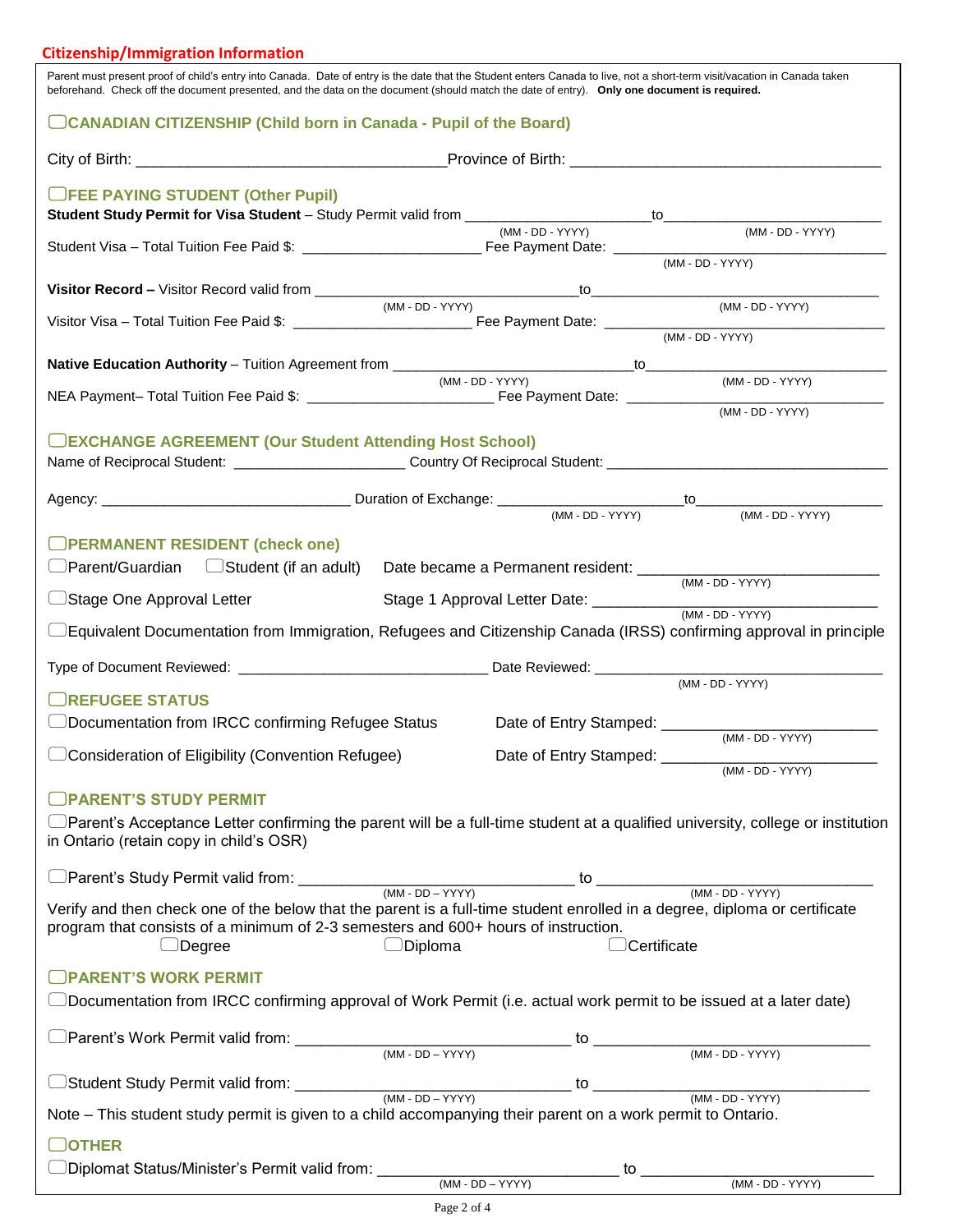## Citizenship/Immigration Information

Parent must present proof of child's entry into Canada. Date of entry is the date that the Student enters Canada to live, not a short-term visit/vacation in Canada taken beforehand. Check off the document presented, and the data on the document (should match the date of entry). **Only one document is required.**

### ☐ CANADIAN CITIZENSHIP (Child born in Canada - Pupil of the Board)

City of Birth: ____________________ Province of Birth: ____________________

### ☐ FEE PAYING STUDENT (Other Pupil)

**Student Study Permit for Visa Student** – Study Permit valid from ____________ (MM - DD - YYYY) to ____________ (MM - DD - YYYY)

Student Visa – Total Tuition Fee Paid $: ____________ Fee Payment Date: ____________ (MM - DD - YYYY)

**Visitor Record –** Visitor Record valid from ____________ (MM - DD - YYYY) to ____________ (MM - DD - YYYY)

Visitor Visa – Total Tuition Fee Paid $: ____________ Fee Payment Date: ____________ (MM - DD - YYYY)

**Native Education Authority** – Tuition Agreement from ____________ (MM - DD - YYYY) to ____________ (MM - DD - YYYY)

NEA Payment– Total Tuition Fee Paid $: ____________ Fee Payment Date: ____________ (MM - DD - YYYY)

### ☐ EXCHANGE AGREEMENT (Our Student Attending Host School)

Name of Reciprocal Student: ____________ Country Of Reciprocal Student: ____________

Agency: ____________ Duration of Exchange: ____________ (MM - DD - YYYY) to ____________ (MM - DD - YYYY)

### ☐ PERMANENT RESIDENT (check one)

☐ Parent/Guardian ☐ Student (if an adult) Date became a Permanent resident: ____________ (MM - DD - YYYY)

☐ Stage One Approval Letter Stage 1 Approval Letter Date: ____________ (MM - DD - YYYY)

☐ Equivalent Documentation from Immigration, Refugees and Citizenship Canada (IRSS) confirming approval in principle

Type of Document Reviewed: ____________ Date Reviewed: ____________ (MM - DD - YYYY)

### ☐ REFUGEE STATUS

☐ Documentation from IRCC confirming Refugee Status Date of Entry Stamped: ____________ (MM - DD - YYYY)

☐ Consideration of Eligibility (Convention Refugee) Date of Entry Stamped: ____________ (MM - DD - YYYY)

### ☐ PARENT'S STUDY PERMIT

☐ Parent's Acceptance Letter confirming the parent will be a full-time student at a qualified university, college or institution in Ontario (retain copy in child's OSR)

☐ Parent's Study Permit valid from: ____________ (MM - DD – YYYY) to ____________ (MM - DD - YYYY)

Verify and then check one of the below that the parent is a full-time student enrolled in a degree, diploma or certificate program that consists of a minimum of 2-3 semesters and 600+ hours of instruction.

☐ Degree ☐ Diploma ☐ Certificate

### ☐ PARENT'S WORK PERMIT

☐ Documentation from IRCC confirming approval of Work Permit (i.e. actual work permit to be issued at a later date)

☐ Parent's Work Permit valid from: ____________ (MM - DD – YYYY) to ____________ (MM - DD - YYYY)

☐ Student Study Permit valid from: ____________ (MM - DD – YYYY) to ____________ (MM - DD - YYYY)

Note – This student study permit is given to a child accompanying their parent on a work permit to Ontario.

### ☐ OTHER

☐ Diplomat Status/Minister's Permit valid from: ____________ (MM - DD – YYYY) to ____________ (MM - DD - YYYY)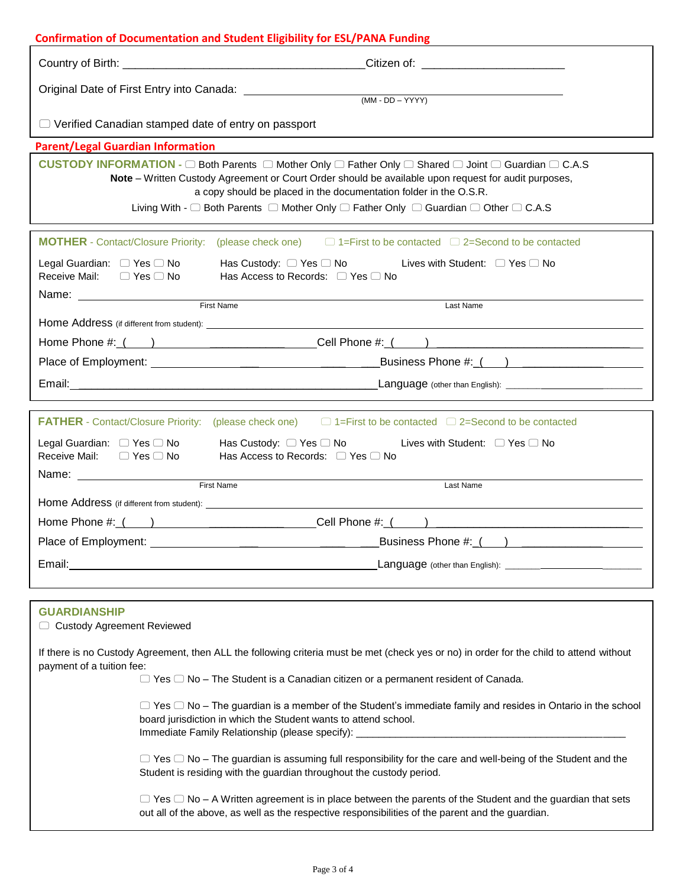## Confirmation of Documentation and Student Eligibility for ESL/PANA Funding

Country of Birth: ______________________________________ Citizen of: ______________________

Original Date of First Entry into Canada: ______________________________________________ (MM - DD – YYYY)

☐ Verified Canadian stamped date of entry on passport

## Parent/Legal Guardian Information

**CUSTODY INFORMATION -** ☐ Both Parents ☐ Mother Only ☐ Father Only ☐ Shared ☐ Joint ☐ Guardian ☐ C.A.S

**Note** – Written Custody Agreement or Court Order should be available upon request for audit purposes, a copy should be placed in the documentation folder in the O.S.R.

Living With - ☐ Both Parents ☐ Mother Only ☐ Father Only ☐ Guardian ☐ Other ☐ C.A.S

**MOTHER** - Contact/Closure Priority: (please check one) ☐ 1=First to be contacted ☐ 2=Second to be contacted

Legal Guardian: ☐ Yes ☐ No Has Custody: ☐ Yes ☐ No Lives with Student: ☐ Yes ☐ No

Receive Mail: ☐ Yes ☐ No Has Access to Records: ☐ Yes ☐ No

Name: ______________________________ ______________________________
First Name Last Name

Home Address (if different from student): ____________________________________________

Home Phone #: ( ) ____________ Cell Phone #: ( ) ______________________________

Place of Employment: ______________________________ Business Phone #: ( ) ______________

Email: ______________________________________________ Language (other than English): ______________

**FATHER** - Contact/Closure Priority: (please check one) ☐ 1=First to be contacted ☐ 2=Second to be contacted

Legal Guardian: ☐ Yes ☐ No Has Custody: ☐ Yes ☐ No Lives with Student: ☐ Yes ☐ No

Receive Mail: ☐ Yes ☐ No Has Access to Records: ☐ Yes ☐ No

Name: ______________________________ ______________________________
First Name Last Name

Home Address (if different from student): ____________________________________________

Home Phone #: ( ) ____________ Cell Phone #: ( ) ______________________________

Place of Employment: ______________________________ Business Phone #: ( ) ______________

Email: ______________________________________________ Language (other than English): ______________

**GUARDIANSHIP**

☐ Custody Agreement Reviewed

If there is no Custody Agreement, then ALL the following criteria must be met (check yes or no) in order for the child to attend without payment of a tuition fee:

☐ Yes ☐ No – The Student is a Canadian citizen or a permanent resident of Canada.

☐ Yes ☐ No – The guardian is a member of the Student's immediate family and resides in Ontario in the school board jurisdiction in which the Student wants to attend school.
Immediate Family Relationship (please specify): ______________________________________________

☐ Yes ☐ No – The guardian is assuming full responsibility for the care and well-being of the Student and the Student is residing with the guardian throughout the custody period.

☐ Yes ☐ No – A Written agreement is in place between the parents of the Student and the guardian that sets out all of the above, as well as the respective responsibilities of the parent and the guardian.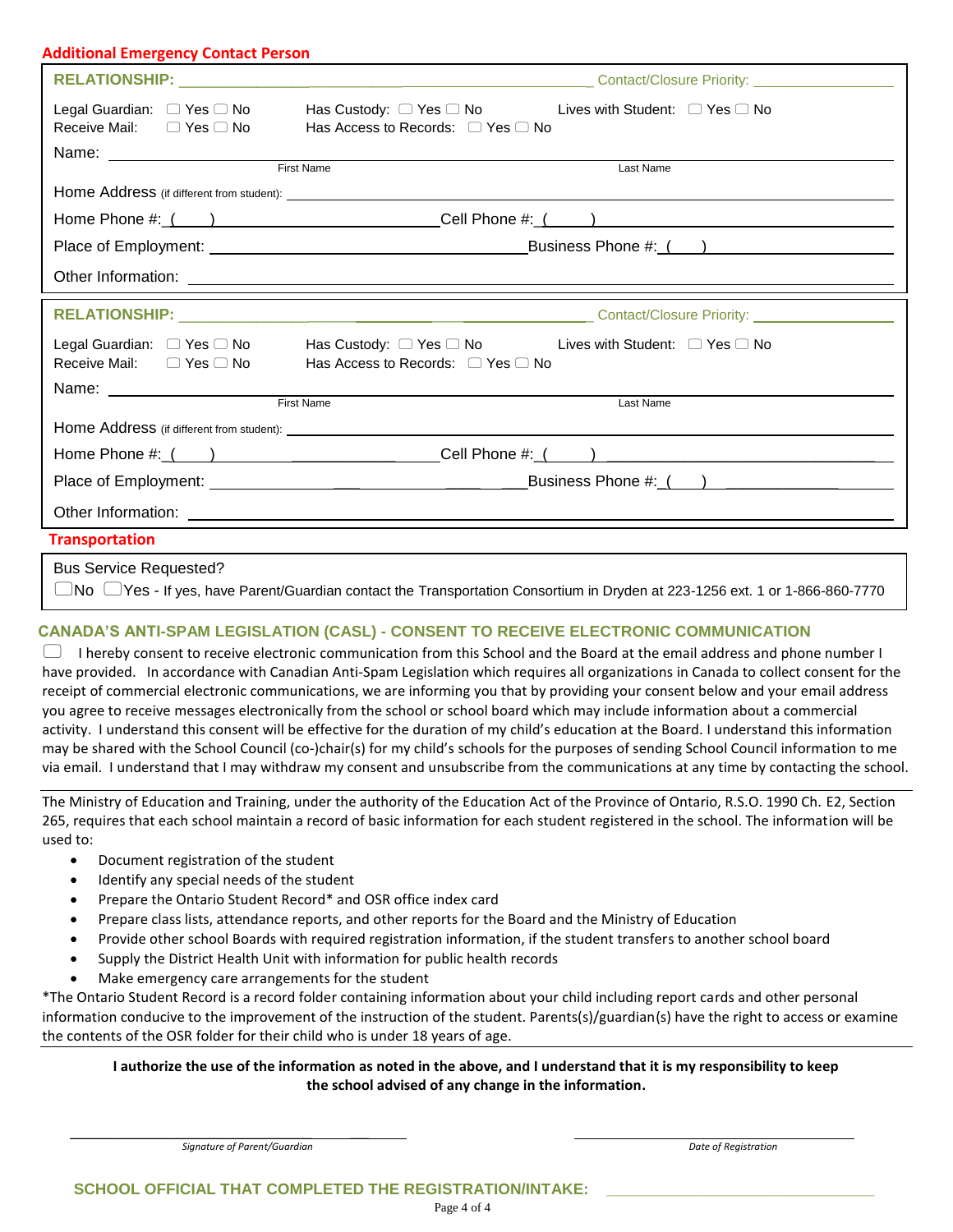## Additional Emergency Contact Person

RELATIONSHIP: ______________________________ Contact/Closure Priority: ____________

Legal Guardian: ☐ Yes ☐ No  Has Custody: ☐ Yes ☐ No  Lives with Student: ☐ Yes ☐ No
Receive Mail: ☐ Yes ☐ No  Has Access to Records: ☐ Yes ☐ No

Name: ______________________________ ______________________________
First Name  Last Name

Home Address (if different from student): ______________________________

Home Phone #: (   ) ______________ Cell Phone #: (   ) ______________

Place of Employment: ______________ Business Phone #: (   ) ______________

Other Information: ______________________________

RELATIONSHIP: ______________________________ Contact/Closure Priority: ____________

Legal Guardian: ☐ Yes ☐ No  Has Custody: ☐ Yes ☐ No  Lives with Student: ☐ Yes ☐ No
Receive Mail: ☐ Yes ☐ No  Has Access to Records: ☐ Yes ☐ No

Name: ______________________________ ______________________________
First Name  Last Name

Home Address (if different from student): ______________________________

Home Phone #: (   ) ______________ Cell Phone #: (   ) ______________

Place of Employment: ______________ Business Phone #: (   ) ______________

Other Information: ______________________________

## Transportation

Bus Service Requested?
☐No ☐Yes - If yes, have Parent/Guardian contact the Transportation Consortium in Dryden at 223-1256 ext. 1 or 1-866-860-7770

## CANADA'S ANTI-SPAM LEGISLATION (CASL) - CONSENT TO RECEIVE ELECTRONIC COMMUNICATION

☐ I hereby consent to receive electronic communication from this School and the Board at the email address and phone number I have provided. In accordance with Canadian Anti-Spam Legislation which requires all organizations in Canada to collect consent for the receipt of commercial electronic communications, we are informing you that by providing your consent below and your email address you agree to receive messages electronically from the school or school board which may include information about a commercial activity. I understand this consent will be effective for the duration of my child's education at the Board. I understand this information may be shared with the School Council (co-)chair(s) for my child's schools for the purposes of sending School Council information to me via email. I understand that I may withdraw my consent and unsubscribe from the communications at any time by contacting the school.

The Ministry of Education and Training, under the authority of the Education Act of the Province of Ontario, R.S.O. 1990 Ch. E2, Section 265, requires that each school maintain a record of basic information for each student registered in the school. The information will be used to:

- Document registration of the student
- Identify any special needs of the student
- Prepare the Ontario Student Record* and OSR office index card
- Prepare class lists, attendance reports, and other reports for the Board and the Ministry of Education
- Provide other school Boards with required registration information, if the student transfers to another school board
- Supply the District Health Unit with information for public health records
- Make emergency care arrangements for the student

*The Ontario Student Record is a record folder containing information about your child including report cards and other personal information conducive to the improvement of the instruction of the student. Parents(s)/guardian(s) have the right to access or examine the contents of the OSR folder for their child who is under 18 years of age.

**I authorize the use of the information as noted in the above, and I understand that it is my responsibility to keep the school advised of any change in the information.**

______________________________  ______________________________
*Signature of Parent/Guardian*  *Date of Registration*

SCHOOL OFFICIAL THAT COMPLETED THE REGISTRATION/INTAKE: ______________________________